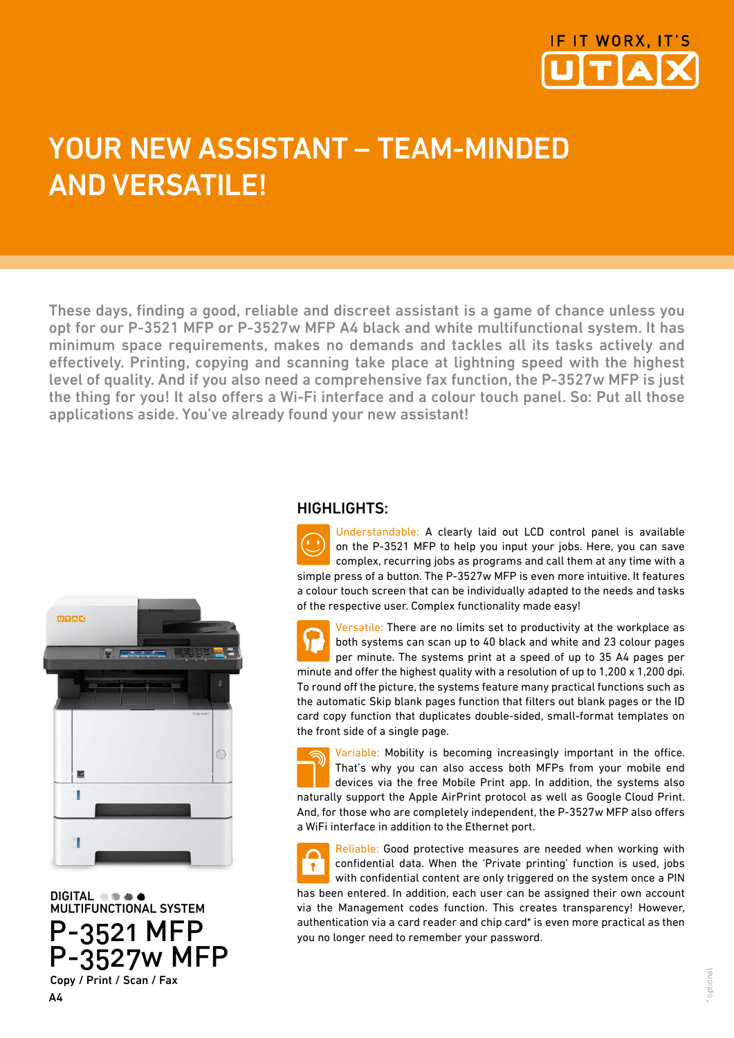IF IT WORX, IT'S UTAX

# YOUR NEW ASSISTANT – TEAM-MINDED AND VERSATILE!

These days, finding a good, reliable and discreet assistant is a game of chance unless you opt for our P-3521 MFP or P-3527w MFP A4 black and white multifunctional system. It has minimum space requirements, makes no demands and tackles all its tasks actively and effectively. Printing, copying and scanning take place at lightning speed with the highest level of quality. And if you also need a comprehensive fax function, the P-3527w MFP is just the thing for you! It also offers a Wi-Fi interface and a colour touch panel. So: Put all those applications aside. You've already found your new assistant!

DIGITAL
MULTIFUNCTIONAL SYSTEM

# P-3521 MFP
# P-3527w MFP

Copy / Print / Scan / Fax

A4

## HIGHLIGHTS:

Understandable: A clearly laid out LCD control panel is available on the P-3521 MFP to help you input your jobs. Here, you can save complex, recurring jobs as programs and call them at any time with a simple press of a button. The P-3527w MFP is even more intuitive. It features a colour touch screen that can be individually adapted to the needs and tasks of the respective user. Complex functionality made easy!

Versatile: There are no limits set to productivity at the workplace as both systems can scan up to 40 black and white and 23 colour pages per minute. The systems print at a speed of up to 35 A4 pages per minute and offer the highest quality with a resolution of up to 1,200 x 1,200 dpi. To round off the picture, the systems feature many practical functions such as the automatic Skip blank pages function that filters out blank pages or the ID card copy function that duplicates double-sided, small-format templates on the front side of a single page.

Variable: Mobility is becoming increasingly important in the office. That's why you can also access both MFPs from your mobile end devices via the free Mobile Print app. In addition, the systems also naturally support the Apple AirPrint protocol as well as Google Cloud Print. And, for those who are completely independent, the P-3527w MFP also offers a WiFi interface in addition to the Ethernet port.

Reliable: Good protective measures are needed when working with confidential data. When the 'Private printing' function is used, jobs with confidential content are only triggered on the system once a PIN has been entered. In addition, each user can be assigned their own account via the Management codes function. This creates transparency! However, authentication via a card reader and chip card* is even more practical as then you no longer need to remember your password.

\* optional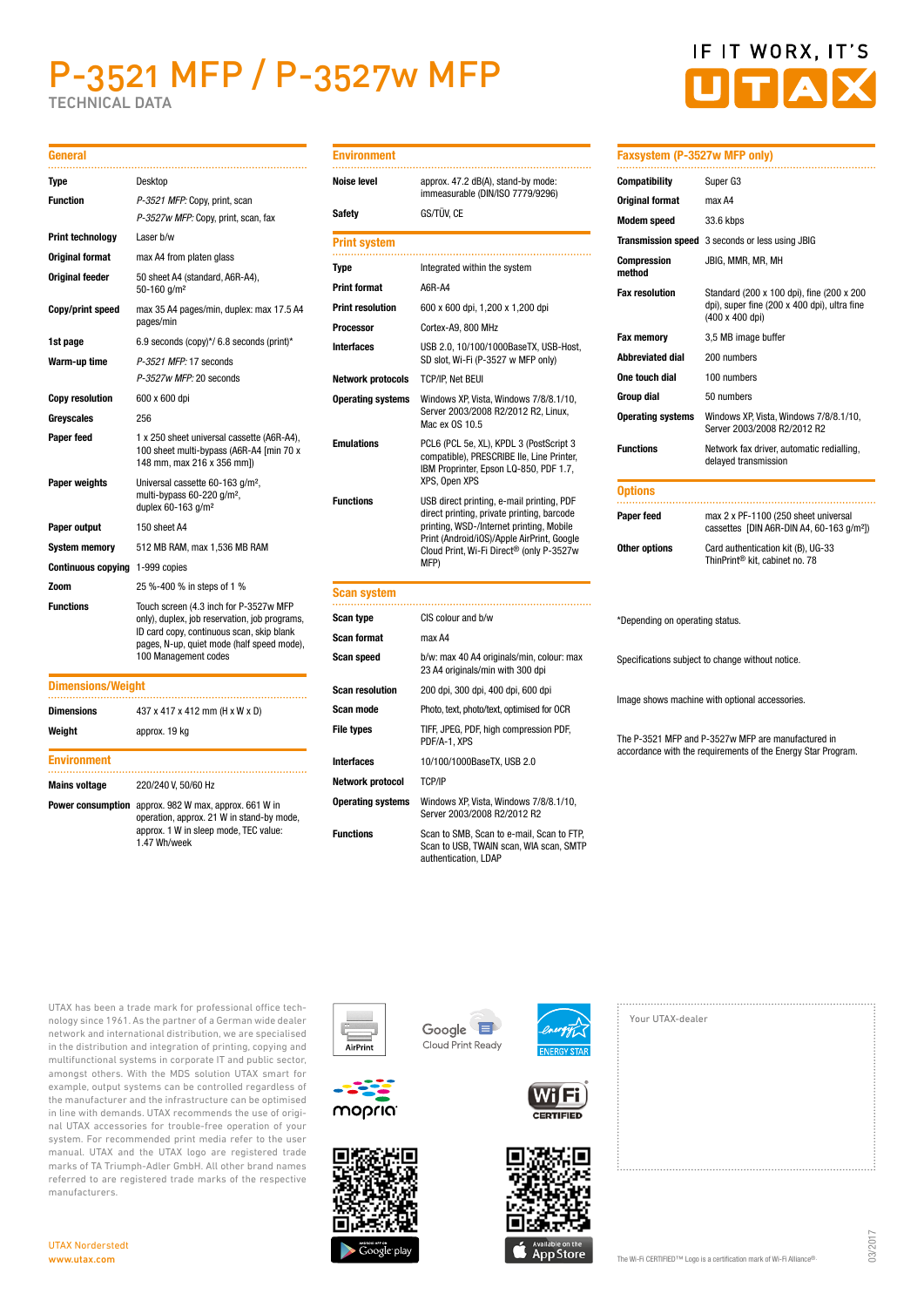# P-3521 MFP / P-3527w MFP

TECHNICAL DATA

IF IT WORX, IT'S UTAX

## General

| | |
|---|---|
| **Type** | Desktop |
| **Function** | *P-3521 MFP:* Copy, print, scan<br>*P-3527w MFP:* Copy, print, scan, fax |
| **Print technology** | Laser b/w |
| **Original format** | max A4 from platen glass |
| **Original feeder** | 50 sheet A4 (standard, A6R-A4), 50-160 g/m² |
| **Copy/print speed** | max 35 A4 pages/min, duplex: max 17.5 A4 pages/min |
| **1st page** | 6.9 seconds (copy)*/ 6.8 seconds (print)* |
| **Warm-up time** | *P-3521 MFP:* 17 seconds<br>*P-3527w MFP:* 20 seconds |
| **Copy resolution** | 600 x 600 dpi |
| **Greyscales** | 256 |
| **Paper feed** | 1 x 250 sheet universal cassette (A6R-A4), 100 sheet multi-bypass (A6R-A4 [min 70 x 148 mm, max 216 x 356 mm]) |
| **Paper weights** | Universal cassette 60-163 g/m², multi-bypass 60-220 g/m², duplex 60-163 g/m² |
| **Paper output** | 150 sheet A4 |
| **System memory** | 512 MB RAM, max 1,536 MB RAM |
| **Continuous copying** | 1-999 copies |
| **Zoom** | 25 %-400 % in steps of 1 % |
| **Functions** | Touch screen (4.3 inch for P-3527w MFP only), duplex, job reservation, job programs, ID card copy, continuous scan, skip blank pages, N-up, quiet mode (half speed mode), 100 Management codes |

## Dimensions/Weight

| | |
|---|---|
| **Dimensions** | 437 x 417 x 412 mm (H x W x D) |
| **Weight** | approx. 19 kg |

## Environment

| | |
|---|---|
| **Mains voltage** | 220/240 V, 50/60 Hz |
| **Power consumption** | approx. 982 W max, approx. 661 W in operation, approx. 21 W in stand-by mode, approx. 1 W in sleep mode, TEC value: 1.47 Wh/week |

## Environment

| | |
|---|---|
| **Noise level** | approx. 47.2 dB(A), stand-by mode: immeasurable (DIN/ISO 7779/9296) |
| **Safety** | GS/TÜV, CE |

## Print system

| | |
|---|---|
| **Type** | Integrated within the system |
| **Print format** | A6R-A4 |
| **Print resolution** | 600 x 600 dpi, 1,200 x 1,200 dpi |
| **Processor** | Cortex-A9, 800 MHz |
| **Interfaces** | USB 2.0, 10/100/1000BaseTX, USB-Host, SD slot, Wi-Fi (P-3527 w MFP only) |
| **Network protocols** | TCP/IP, Net BEUI |
| **Operating systems** | Windows XP, Vista, Windows 7/8/8.1/10, Server 2003/2008 R2/2012 R2, Linux, Mac ex OS 10.5 |
| **Emulations** | PCL6 (PCL 5e, XL), KPDL 3 (PostScript 3 compatible), PRESCRIBE IIe, Line Printer, IBM Proprinter, Epson LQ-850, PDF 1.7, XPS, Open XPS |
| **Functions** | USB direct printing, e-mail printing, PDF direct printing, private printing, barcode printing, WSD-/Internet printing, Mobile Print (Android/iOS)/Apple AirPrint, Google Cloud Print, Wi-Fi Direct® (only P-3527w MFP) |

## Scan system

| | |
|---|---|
| **Scan type** | CIS colour and b/w |
| **Scan format** | max A4 |
| **Scan speed** | b/w: max 40 A4 originals/min, colour: max 23 A4 originals/min with 300 dpi |
| **Scan resolution** | 200 dpi, 300 dpi, 400 dpi, 600 dpi |
| **Scan mode** | Photo, text, photo/text, optimised for OCR |
| **File types** | TIFF, JPEG, PDF, high compression PDF, PDF/A-1, XPS |
| **Interfaces** | 10/100/1000BaseTX, USB 2.0 |
| **Network protocol** | TCP/IP |
| **Operating systems** | Windows XP, Vista, Windows 7/8/8.1/10, Server 2003/2008 R2/2012 R2 |
| **Functions** | Scan to SMB, Scan to e-mail, Scan to FTP, Scan to USB, TWAIN scan, WIA scan, SMTP authentication, LDAP |

## Faxsystem (P-3527w MFP only)

| | |
|---|---|
| **Compatibility** | Super G3 |
| **Original format** | max A4 |
| **Modem speed** | 33.6 kbps |
| **Transmission speed** | 3 seconds or less using JBIG |
| **Compression method** | JBIG, MMR, MR, MH |
| **Fax resolution** | Standard (200 x 100 dpi), fine (200 x 200 dpi), super fine (200 x 400 dpi), ultra fine (400 x 400 dpi) |
| **Fax memory** | 3,5 MB image buffer |
| **Abbreviated dial** | 200 numbers |
| **One touch dial** | 100 numbers |
| **Group dial** | 50 numbers |
| **Operating systems** | Windows XP, Vista, Windows 7/8/8.1/10, Server 2003/2008 R2/2012 R2 |
| **Functions** | Network fax driver, automatic redialling, delayed transmission |

## Options

| | |
|---|---|
| **Paper feed** | max 2 x PF-1100 (250 sheet universal cassettes [DIN A6R-DIN A4, 60-163 g/m²]) |
| **Other options** | Card authentication kit (B), UG-33 ThinPrint® kit, cabinet no. 78 |

*Depending on operating status.

Specifications subject to change without notice.

Image shows machine with optional accessories.

The P-3521 MFP and P-3527w MFP are manufactured in accordance with the requirements of the Energy Star Program.

UTAX has been a trade mark for professional office technology since 1961. As the partner of a German wide dealer network and international distribution, we are specialised in the distribution and integration of printing, copying and multifunctional systems in corporate IT and public sector, amongst others. With the MDS solution UTAX smart for example, output systems can be controlled regardless of the manufacturer and the infrastructure can be optimised in line with demands. UTAX recommends the use of original UTAX accessories for trouble-free operation of your system. For recommended print media refer to the user manual. UTAX and the UTAX logo are registered trade marks of TA Triumph-Adler GmbH. All other brand names referred to are registered trade marks of the respective manufacturers.

AirPrint

Google Cloud Print Ready

ENERGY STAR

mopria

Wi-Fi CERTIFIED

Google play

Available on the App Store

Your UTAX-dealer

UTAX Norderstedt
www.utax.com

The Wi-Fi CERTIFIED™ Logo is a certification mark of Wi-Fi Alliance®

03/2017